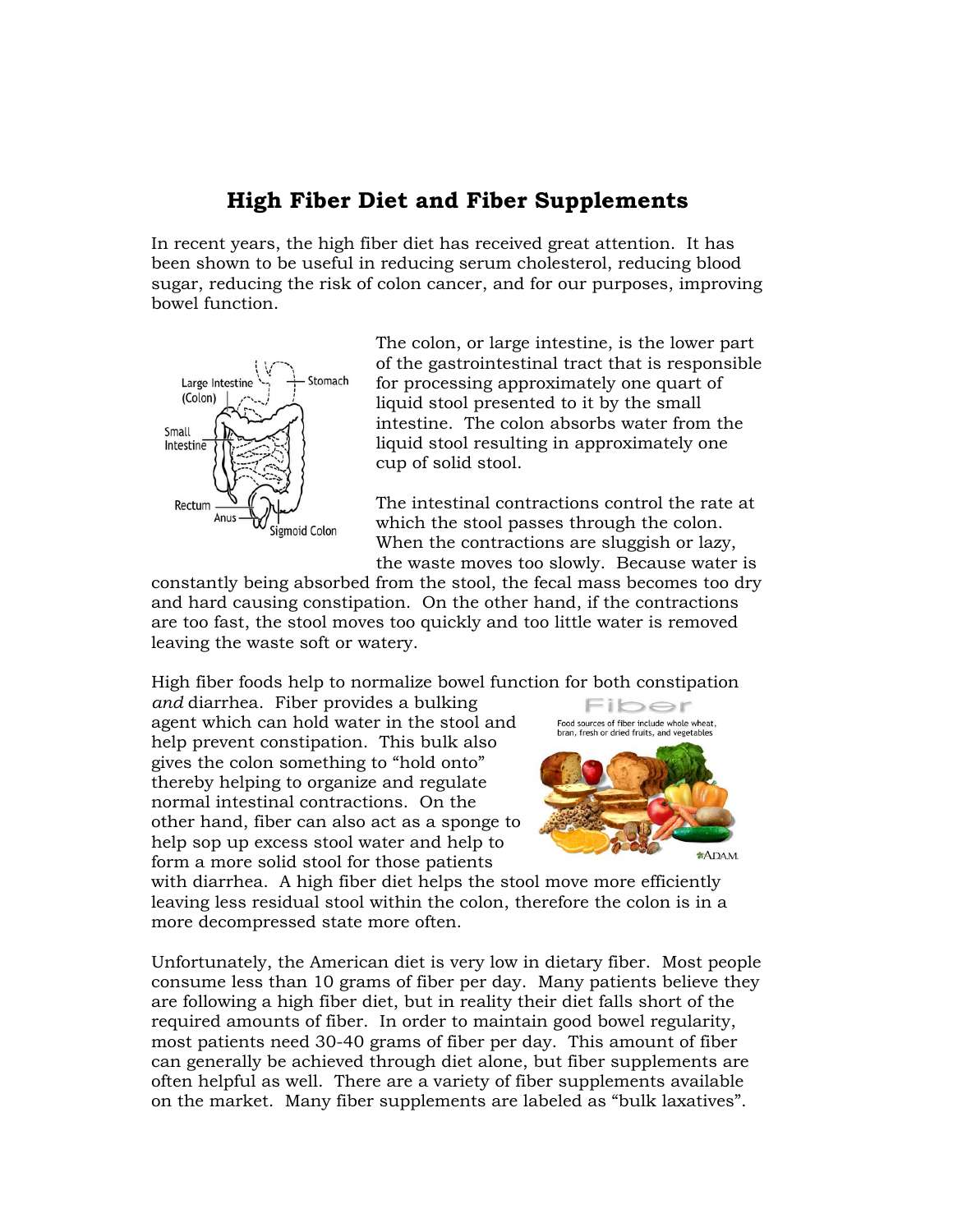# High Fiber Diet and Fiber Supplements

In recent years, the high fiber diet has received great attention. It has been shown to be useful in reducing serum cholesterol, reducing blood sugar, reducing the risk of colon cancer, and for our purposes, improving bowel function.

The colon, or large intestine, is the lower part of the gastrointestinal tract that is responsible for processing approximately one quart of liquid stool presented to it by the small intestine. The colon absorbs water from the liquid stool resulting in approximately one cup of solid stool.

The intestinal contractions control the rate at which the stool passes through the colon. When the contractions are sluggish or lazy, the waste moves too slowly. Because water is constantly being absorbed from the stool, the fecal mass becomes too dry and hard causing constipation. On the other hand, if the contractions are too fast, the stool moves too quickly and too little water is removed leaving the waste soft or watery.

High fiber foods help to normalize bowel function for both constipation *and* diarrhea. Fiber provides a bulking agent which can hold water in the stool and help prevent constipation. This bulk also gives the colon something to "hold onto" thereby helping to organize and regulate normal intestinal contractions. On the other hand, fiber can also act as a sponge to help sop up excess stool water and help to form a more solid stool for those patients with diarrhea. A high fiber diet helps the stool move more efficiently leaving less residual stool within the colon, therefore the colon is in a more decompressed state more often.

Unfortunately, the American diet is very low in dietary fiber. Most people consume less than 10 grams of fiber per day. Many patients believe they are following a high fiber diet, but in reality their diet falls short of the required amounts of fiber. In order to maintain good bowel regularity, most patients need 30-40 grams of fiber per day. This amount of fiber can generally be achieved through diet alone, but fiber supplements are often helpful as well. There are a variety of fiber supplements available on the market. Many fiber supplements are labeled as "bulk laxatives".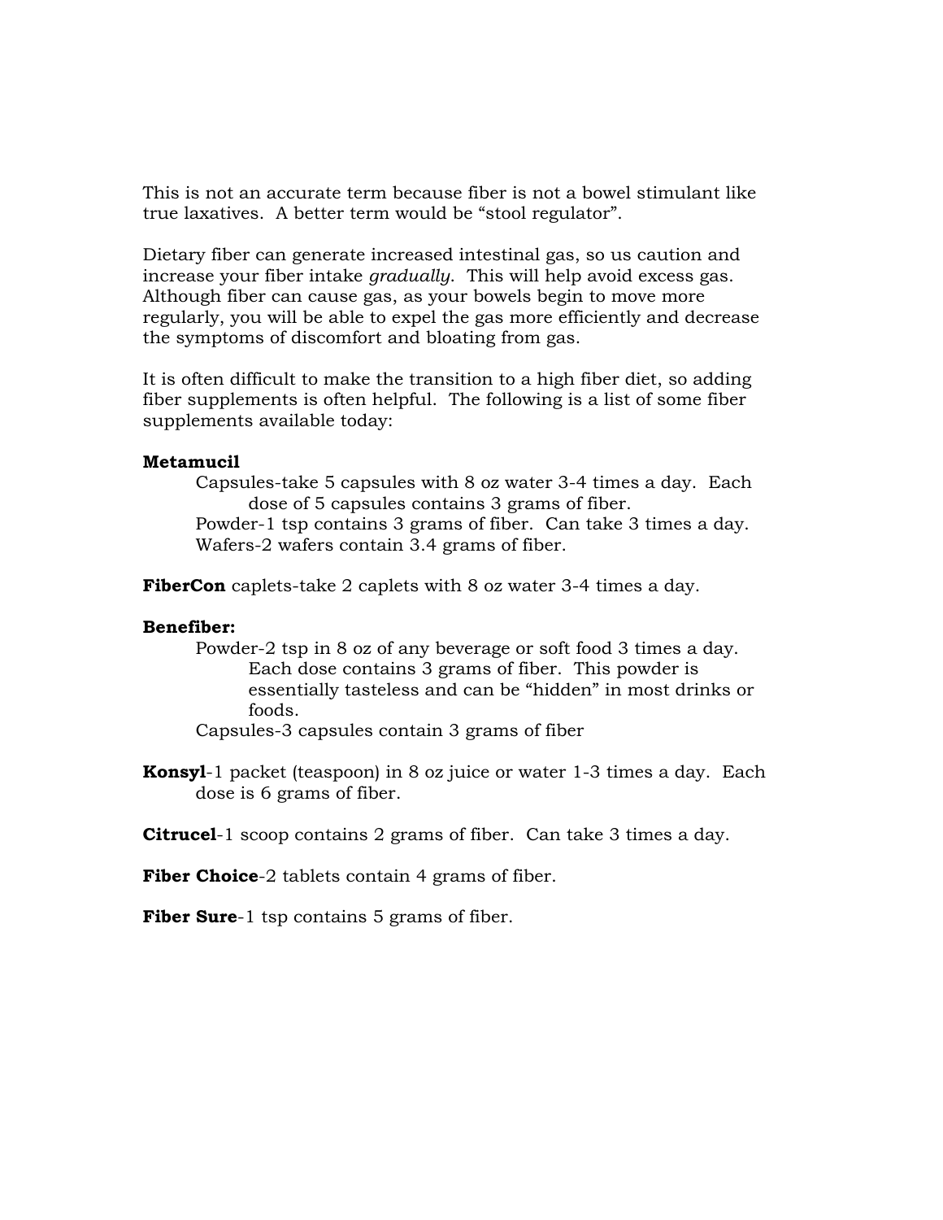This is not an accurate term because fiber is not a bowel stimulant like true laxatives. A better term would be "stool regulator".

Dietary fiber can generate increased intestinal gas, so us caution and increase your fiber intake *gradually*. This will help avoid excess gas. Although fiber can cause gas, as your bowels begin to move more regularly, you will be able to expel the gas more efficiently and decrease the symptoms of discomfort and bloating from gas.

It is often difficult to make the transition to a high fiber diet, so adding fiber supplements is often helpful. The following is a list of some fiber supplements available today:

**Metamucil**

- Capsules-take 5 capsules with 8 oz water 3-4 times a day. Each dose of 5 capsules contains 3 grams of fiber.
- Powder-1 tsp contains 3 grams of fiber. Can take 3 times a day.
- Wafers-2 wafers contain 3.4 grams of fiber.

**FiberCon** caplets-take 2 caplets with 8 oz water 3-4 times a day.

**Benefiber:**

- Powder-2 tsp in 8 oz of any beverage or soft food 3 times a day. Each dose contains 3 grams of fiber. This powder is essentially tasteless and can be "hidden" in most drinks or foods.
- Capsules-3 capsules contain 3 grams of fiber

**Konsyl**-1 packet (teaspoon) in 8 oz juice or water 1-3 times a day. Each dose is 6 grams of fiber.

**Citrucel**-1 scoop contains 2 grams of fiber. Can take 3 times a day.

**Fiber Choice**-2 tablets contain 4 grams of fiber.

**Fiber Sure**-1 tsp contains 5 grams of fiber.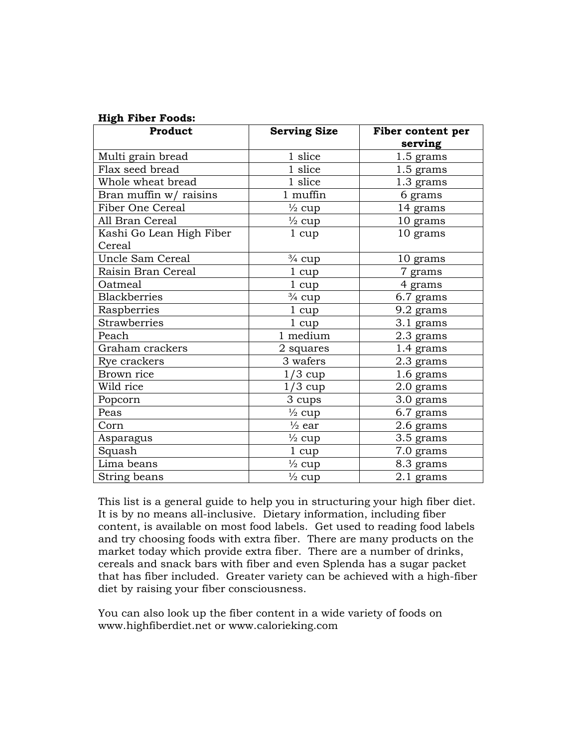**High Fiber Foods:**

| Product | Serving Size | Fiber content per serving |
|---|---|---|
| Multi grain bread | 1 slice | 1.5 grams |
| Flax seed bread | 1 slice | 1.5 grams |
| Whole wheat bread | 1 slice | 1.3 grams |
| Bran muffin w/ raisins | 1 muffin | 6 grams |
| Fiber One Cereal | ½ cup | 14 grams |
| All Bran Cereal | ½ cup | 10 grams |
| Kashi Go Lean High Fiber Cereal | 1 cup | 10 grams |
| Uncle Sam Cereal | ¾ cup | 10 grams |
| Raisin Bran Cereal | 1 cup | 7 grams |
| Oatmeal | 1 cup | 4 grams |
| Blackberries | ¾ cup | 6.7 grams |
| Raspberries | 1 cup | 9.2 grams |
| Strawberries | 1 cup | 3.1 grams |
| Peach | 1 medium | 2.3 grams |
| Graham crackers | 2 squares | 1.4 grams |
| Rye crackers | 3 wafers | 2.3 grams |
| Brown rice | 1/3 cup | 1.6 grams |
| Wild rice | 1/3 cup | 2.0 grams |
| Popcorn | 3 cups | 3.0 grams |
| Peas | ½ cup | 6.7 grams |
| Corn | ½ ear | 2.6 grams |
| Asparagus | ½ cup | 3.5 grams |
| Squash | 1 cup | 7.0 grams |
| Lima beans | ½ cup | 8.3 grams |
| String beans | ½ cup | 2.1 grams |

This list is a general guide to help you in structuring your high fiber diet. It is by no means all-inclusive. Dietary information, including fiber content, is available on most food labels. Get used to reading food labels and try choosing foods with extra fiber. There are many products on the market today which provide extra fiber. There are a number of drinks, cereals and snack bars with fiber and even Splenda has a sugar packet that has fiber included. Greater variety can be achieved with a high-fiber diet by raising your fiber consciousness.

You can also look up the fiber content in a wide variety of foods on www.highfiberdiet.net or www.calorieking.com